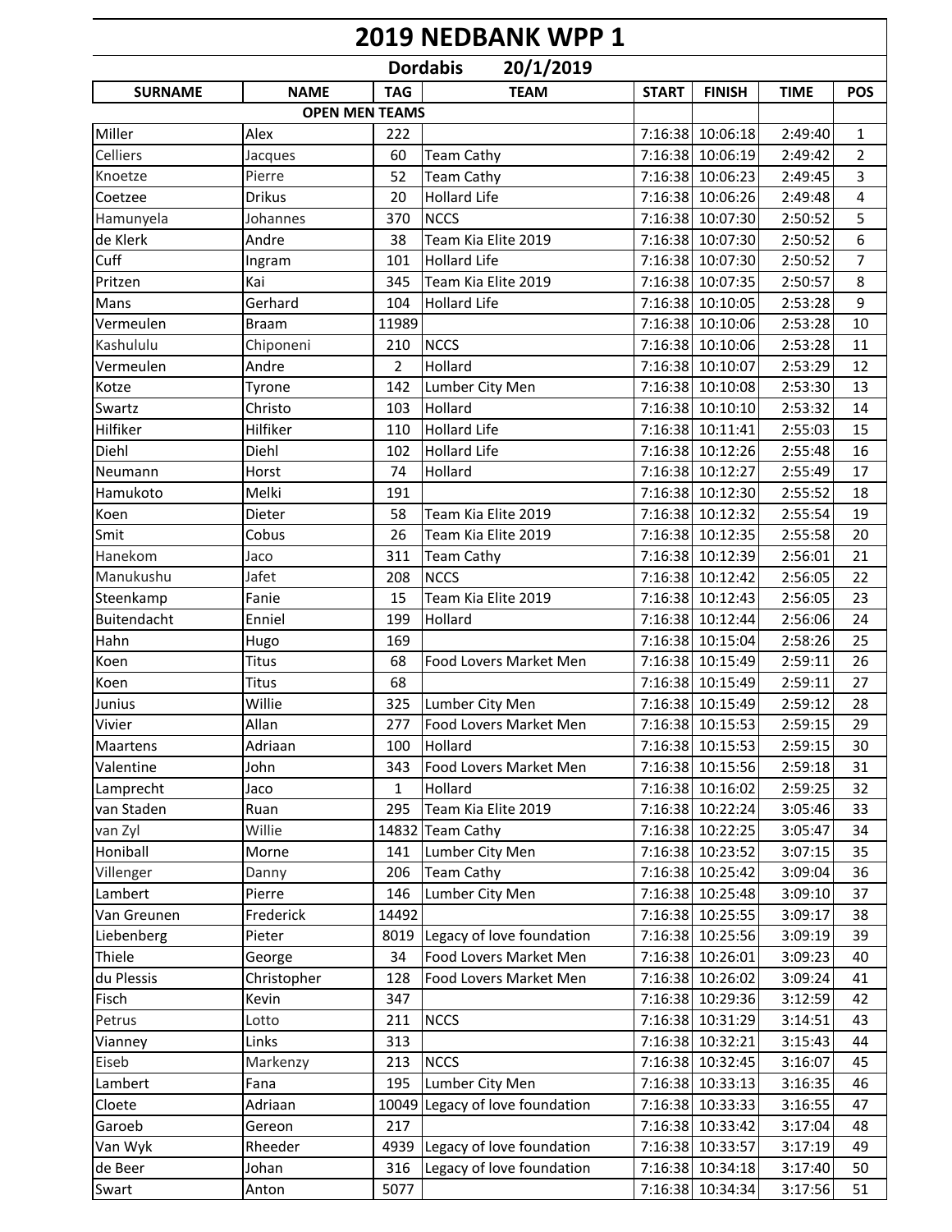# 2019 NEDBANK WPP 1

## Dordabis 20/1/2019

| SURNAME | NAME | TAG | TEAM | START | FINISH | TIME | POS |
|---|---|---|---|---|---|---|---|
| | OPEN MEN TEAMS | | | | | | |
| Miller | Alex | 222 | | 7:16:38 | 10:06:18 | 2:49:40 | 1 |
| Celliers | Jacques | 60 | Team Cathy | 7:16:38 | 10:06:19 | 2:49:42 | 2 |
| Knoetze | Pierre | 52 | Team Cathy | 7:16:38 | 10:06:23 | 2:49:45 | 3 |
| Coetzee | Drikus | 20 | Hollard Life | 7:16:38 | 10:06:26 | 2:49:48 | 4 |
| Hamunyela | Johannes | 370 | NCCS | 7:16:38 | 10:07:30 | 2:50:52 | 5 |
| de Klerk | Andre | 38 | Team Kia Elite 2019 | 7:16:38 | 10:07:30 | 2:50:52 | 6 |
| Cuff | Ingram | 101 | Hollard Life | 7:16:38 | 10:07:30 | 2:50:52 | 7 |
| Pritzen | Kai | 345 | Team Kia Elite 2019 | 7:16:38 | 10:07:35 | 2:50:57 | 8 |
| Mans | Gerhard | 104 | Hollard Life | 7:16:38 | 10:10:05 | 2:53:28 | 9 |
| Vermeulen | Braam | 11989 | | 7:16:38 | 10:10:06 | 2:53:28 | 10 |
| Kashululu | Chiponeni | 210 | NCCS | 7:16:38 | 10:10:06 | 2:53:28 | 11 |
| Vermeulen | Andre | 2 | Hollard | 7:16:38 | 10:10:07 | 2:53:29 | 12 |
| Kotze | Tyrone | 142 | Lumber City Men | 7:16:38 | 10:10:08 | 2:53:30 | 13 |
| Swartz | Christo | 103 | Hollard | 7:16:38 | 10:10:10 | 2:53:32 | 14 |
| Hilfiker | Hilfiker | 110 | Hollard Life | 7:16:38 | 10:11:41 | 2:55:03 | 15 |
| Diehl | Diehl | 102 | Hollard Life | 7:16:38 | 10:12:26 | 2:55:48 | 16 |
| Neumann | Horst | 74 | Hollard | 7:16:38 | 10:12:27 | 2:55:49 | 17 |
| Hamukoto | Melki | 191 | | 7:16:38 | 10:12:30 | 2:55:52 | 18 |
| Koen | Dieter | 58 | Team Kia Elite 2019 | 7:16:38 | 10:12:32 | 2:55:54 | 19 |
| Smit | Cobus | 26 | Team Kia Elite 2019 | 7:16:38 | 10:12:35 | 2:55:58 | 20 |
| Hanekom | Jaco | 311 | Team Cathy | 7:16:38 | 10:12:39 | 2:56:01 | 21 |
| Manukushu | Jafet | 208 | NCCS | 7:16:38 | 10:12:42 | 2:56:05 | 22 |
| Steenkamp | Fanie | 15 | Team Kia Elite 2019 | 7:16:38 | 10:12:43 | 2:56:05 | 23 |
| Buitendacht | Enniel | 199 | Hollard | 7:16:38 | 10:12:44 | 2:56:06 | 24 |
| Hahn | Hugo | 169 | | 7:16:38 | 10:15:04 | 2:58:26 | 25 |
| Koen | Titus | 68 | Food Lovers Market Men | 7:16:38 | 10:15:49 | 2:59:11 | 26 |
| Koen | Titus | 68 | | 7:16:38 | 10:15:49 | 2:59:11 | 27 |
| Junius | Willie | 325 | Lumber City Men | 7:16:38 | 10:15:49 | 2:59:12 | 28 |
| Vivier | Allan | 277 | Food Lovers Market Men | 7:16:38 | 10:15:53 | 2:59:15 | 29 |
| Maartens | Adriaan | 100 | Hollard | 7:16:38 | 10:15:53 | 2:59:15 | 30 |
| Valentine | John | 343 | Food Lovers Market Men | 7:16:38 | 10:15:56 | 2:59:18 | 31 |
| Lamprecht | Jaco | 1 | Hollard | 7:16:38 | 10:16:02 | 2:59:25 | 32 |
| van Staden | Ruan | 295 | Team Kia Elite 2019 | 7:16:38 | 10:22:24 | 3:05:46 | 33 |
| van Zyl | Willie | 14832 | Team Cathy | 7:16:38 | 10:22:25 | 3:05:47 | 34 |
| Honiball | Morne | 141 | Lumber City Men | 7:16:38 | 10:23:52 | 3:07:15 | 35 |
| Villenger | Danny | 206 | Team Cathy | 7:16:38 | 10:25:42 | 3:09:04 | 36 |
| Lambert | Pierre | 146 | Lumber City Men | 7:16:38 | 10:25:48 | 3:09:10 | 37 |
| Van Greunen | Frederick | 14492 | | 7:16:38 | 10:25:55 | 3:09:17 | 38 |
| Liebenberg | Pieter | 8019 | Legacy of love foundation | 7:16:38 | 10:25:56 | 3:09:19 | 39 |
| Thiele | George | 34 | Food Lovers Market Men | 7:16:38 | 10:26:01 | 3:09:23 | 40 |
| du Plessis | Christopher | 128 | Food Lovers Market Men | 7:16:38 | 10:26:02 | 3:09:24 | 41 |
| Fisch | Kevin | 347 | | 7:16:38 | 10:29:36 | 3:12:59 | 42 |
| Petrus | Lotto | 211 | NCCS | 7:16:38 | 10:31:29 | 3:14:51 | 43 |
| Vianney | Links | 313 | | 7:16:38 | 10:32:21 | 3:15:43 | 44 |
| Eiseb | Markenzy | 213 | NCCS | 7:16:38 | 10:32:45 | 3:16:07 | 45 |
| Lambert | Fana | 195 | Lumber City Men | 7:16:38 | 10:33:13 | 3:16:35 | 46 |
| Cloete | Adriaan | 10049 | Legacy of love foundation | 7:16:38 | 10:33:33 | 3:16:55 | 47 |
| Garoeb | Gereon | 217 | | 7:16:38 | 10:33:42 | 3:17:04 | 48 |
| Van Wyk | Rheeder | 4939 | Legacy of love foundation | 7:16:38 | 10:33:57 | 3:17:19 | 49 |
| de Beer | Johan | 316 | Legacy of love foundation | 7:16:38 | 10:34:18 | 3:17:40 | 50 |
| Swart | Anton | 5077 | | 7:16:38 | 10:34:34 | 3:17:56 | 51 |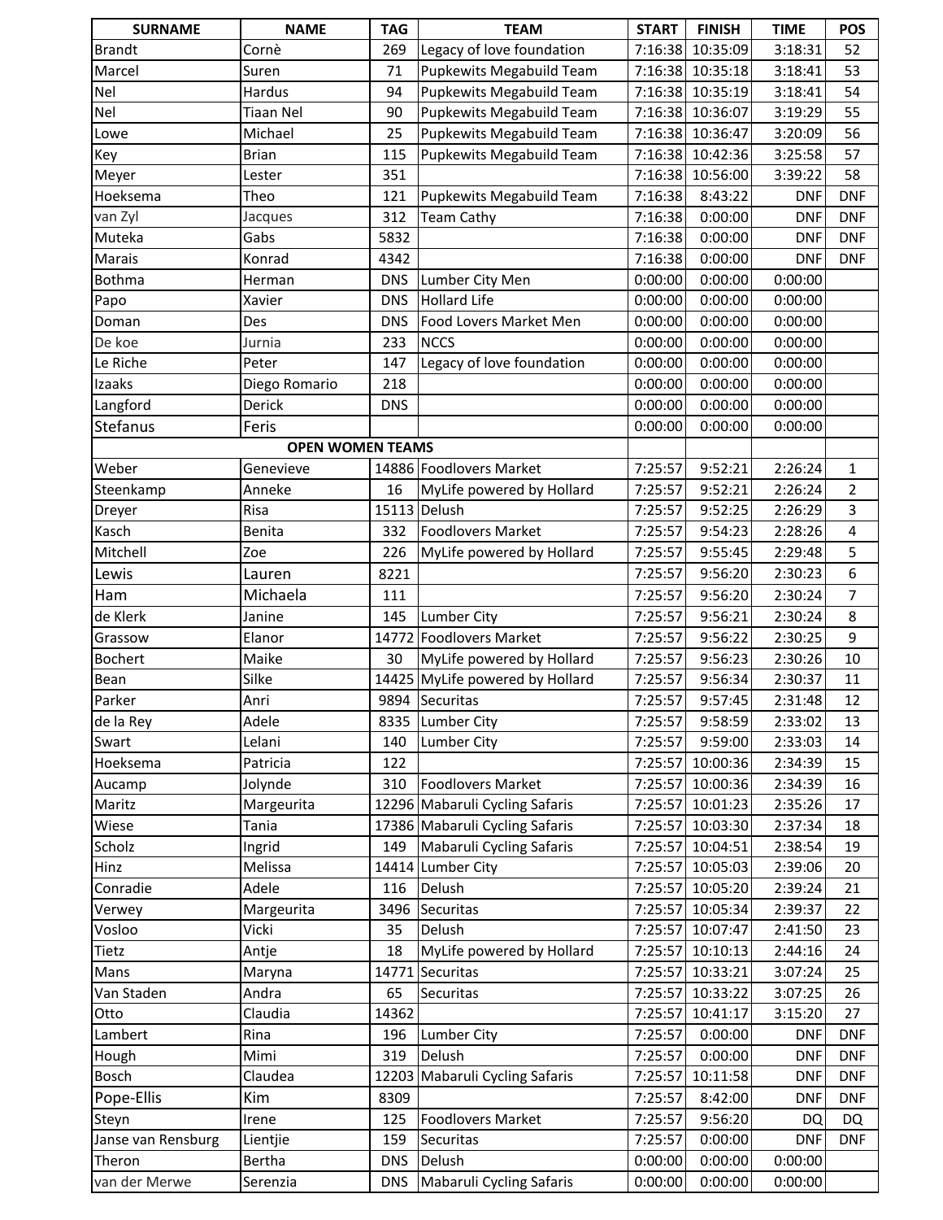| SURNAME | NAME | TAG | TEAM | START | FINISH | TIME | POS |
|---|---|---|---|---|---|---|---|
| Brandt | Cornè | 269 | Legacy of love foundation | 7:16:38 | 10:35:09 | 3:18:31 | 52 |
| Marcel | Suren | 71 | Pupkewits Megabuild Team | 7:16:38 | 10:35:18 | 3:18:41 | 53 |
| Nel | Hardus | 94 | Pupkewits Megabuild Team | 7:16:38 | 10:35:19 | 3:18:41 | 54 |
| Nel | Tiaan Nel | 90 | Pupkewits Megabuild Team | 7:16:38 | 10:36:07 | 3:19:29 | 55 |
| Lowe | Michael | 25 | Pupkewits Megabuild Team | 7:16:38 | 10:36:47 | 3:20:09 | 56 |
| Key | Brian | 115 | Pupkewits Megabuild Team | 7:16:38 | 10:42:36 | 3:25:58 | 57 |
| Meyer | Lester | 351 | | 7:16:38 | 10:56:00 | 3:39:22 | 58 |
| Hoeksema | Theo | 121 | Pupkewits Megabuild Team | 7:16:38 | 8:43:22 | DNF | DNF |
| van Zyl | Jacques | 312 | Team Cathy | 7:16:38 | 0:00:00 | DNF | DNF |
| Muteka | Gabs | 5832 | | 7:16:38 | 0:00:00 | DNF | DNF |
| Marais | Konrad | 4342 | | 7:16:38 | 0:00:00 | DNF | DNF |
| Bothma | Herman | DNS | Lumber City Men | 0:00:00 | 0:00:00 | 0:00:00 | |
| Papo | Xavier | DNS | Hollard Life | 0:00:00 | 0:00:00 | 0:00:00 | |
| Doman | Des | DNS | Food Lovers Market Men | 0:00:00 | 0:00:00 | 0:00:00 | |
| De koe | Jurnia | 233 | NCCS | 0:00:00 | 0:00:00 | 0:00:00 | |
| Le Riche | Peter | 147 | Legacy of love foundation | 0:00:00 | 0:00:00 | 0:00:00 | |
| Izaaks | Diego Romario | 218 | | 0:00:00 | 0:00:00 | 0:00:00 | |
| Langford | Derick | DNS | | 0:00:00 | 0:00:00 | 0:00:00 | |
| Stefanus | Feris | | | 0:00:00 | 0:00:00 | 0:00:00 | |
| **OPEN WOMEN TEAMS** | | | | | | | |
| Weber | Genevieve | 14886 | Foodlovers Market | 7:25:57 | 9:52:21 | 2:26:24 | 1 |
| Steenkamp | Anneke | 16 | MyLife powered by Hollard | 7:25:57 | 9:52:21 | 2:26:24 | 2 |
| Dreyer | Risa | 15113 | Delush | 7:25:57 | 9:52:25 | 2:26:29 | 3 |
| Kasch | Benita | 332 | Foodlovers Market | 7:25:57 | 9:54:23 | 2:28:26 | 4 |
| Mitchell | Zoe | 226 | MyLife powered by Hollard | 7:25:57 | 9:55:45 | 2:29:48 | 5 |
| Lewis | Lauren | 8221 | | 7:25:57 | 9:56:20 | 2:30:23 | 6 |
| Ham | Michaela | 111 | | 7:25:57 | 9:56:20 | 2:30:24 | 7 |
| de Klerk | Janine | 145 | Lumber City | 7:25:57 | 9:56:21 | 2:30:24 | 8 |
| Grassow | Elanor | 14772 | Foodlovers Market | 7:25:57 | 9:56:22 | 2:30:25 | 9 |
| Bochert | Maike | 30 | MyLife powered by Hollard | 7:25:57 | 9:56:23 | 2:30:26 | 10 |
| Bean | Silke | 14425 | MyLife powered by Hollard | 7:25:57 | 9:56:34 | 2:30:37 | 11 |
| Parker | Anri | 9894 | Securitas | 7:25:57 | 9:57:45 | 2:31:48 | 12 |
| de la Rey | Adele | 8335 | Lumber City | 7:25:57 | 9:58:59 | 2:33:02 | 13 |
| Swart | Lelani | 140 | Lumber City | 7:25:57 | 9:59:00 | 2:33:03 | 14 |
| Hoeksema | Patricia | 122 | | 7:25:57 | 10:00:36 | 2:34:39 | 15 |
| Aucamp | Jolynde | 310 | Foodlovers Market | 7:25:57 | 10:00:36 | 2:34:39 | 16 |
| Maritz | Margeurita | 12296 | Mabaruli Cycling Safaris | 7:25:57 | 10:01:23 | 2:35:26 | 17 |
| Wiese | Tania | 17386 | Mabaruli Cycling Safaris | 7:25:57 | 10:03:30 | 2:37:34 | 18 |
| Scholz | Ingrid | 149 | Mabaruli Cycling Safaris | 7:25:57 | 10:04:51 | 2:38:54 | 19 |
| Hinz | Melissa | 14414 | Lumber City | 7:25:57 | 10:05:03 | 2:39:06 | 20 |
| Conradie | Adele | 116 | Delush | 7:25:57 | 10:05:20 | 2:39:24 | 21 |
| Verwey | Margeurita | 3496 | Securitas | 7:25:57 | 10:05:34 | 2:39:37 | 22 |
| Vosloo | Vicki | 35 | Delush | 7:25:57 | 10:07:47 | 2:41:50 | 23 |
| Tietz | Antje | 18 | MyLife powered by Hollard | 7:25:57 | 10:10:13 | 2:44:16 | 24 |
| Mans | Maryna | 14771 | Securitas | 7:25:57 | 10:33:21 | 3:07:24 | 25 |
| Van Staden | Andra | 65 | Securitas | 7:25:57 | 10:33:22 | 3:07:25 | 26 |
| Otto | Claudia | 14362 | | 7:25:57 | 10:41:17 | 3:15:20 | 27 |
| Lambert | Rina | 196 | Lumber City | 7:25:57 | 0:00:00 | DNF | DNF |
| Hough | Mimi | 319 | Delush | 7:25:57 | 0:00:00 | DNF | DNF |
| Bosch | Claudea | 12203 | Mabaruli Cycling Safaris | 7:25:57 | 10:11:58 | DNF | DNF |
| Pope-Ellis | Kim | 8309 | | 7:25:57 | 8:42:00 | DNF | DNF |
| Steyn | Irene | 125 | Foodlovers Market | 7:25:57 | 9:56:20 | DQ | DQ |
| Janse van Rensburg | Lientjie | 159 | Securitas | 7:25:57 | 0:00:00 | DNF | DNF |
| Theron | Bertha | DNS | Delush | 0:00:00 | 0:00:00 | 0:00:00 | |
| van der Merwe | Serenzia | DNS | Mabaruli Cycling Safaris | 0:00:00 | 0:00:00 | 0:00:00 | |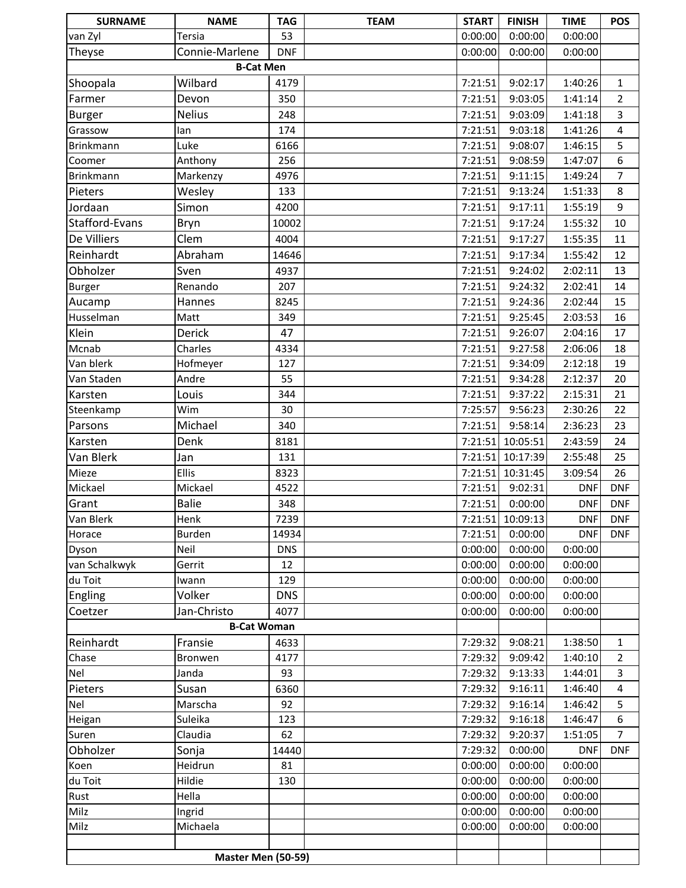| SURNAME | NAME | TAG | TEAM | START | FINISH | TIME | POS |
|---|---|---|---|---|---|---|---|
| van Zyl | Tersia | 53 | | 0:00:00 | 0:00:00 | 0:00:00 | |
| Theyse | Connie-Marlene | DNF | | 0:00:00 | 0:00:00 | 0:00:00 | |
| **B-Cat Men** | | | | | | | |
| Shoopala | Wilbard | 4179 | | 7:21:51 | 9:02:17 | 1:40:26 | 1 |
| Farmer | Devon | 350 | | 7:21:51 | 9:03:05 | 1:41:14 | 2 |
| Burger | Nelius | 248 | | 7:21:51 | 9:03:09 | 1:41:18 | 3 |
| Grassow | Ian | 174 | | 7:21:51 | 9:03:18 | 1:41:26 | 4 |
| Brinkmann | Luke | 6166 | | 7:21:51 | 9:08:07 | 1:46:15 | 5 |
| Coomer | Anthony | 256 | | 7:21:51 | 9:08:59 | 1:47:07 | 6 |
| Brinkmann | Markenzy | 4976 | | 7:21:51 | 9:11:15 | 1:49:24 | 7 |
| Pieters | Wesley | 133 | | 7:21:51 | 9:13:24 | 1:51:33 | 8 |
| Jordaan | Simon | 4200 | | 7:21:51 | 9:17:11 | 1:55:19 | 9 |
| Stafford-Evans | Bryn | 10002 | | 7:21:51 | 9:17:24 | 1:55:32 | 10 |
| De Villiers | Clem | 4004 | | 7:21:51 | 9:17:27 | 1:55:35 | 11 |
| Reinhardt | Abraham | 14646 | | 7:21:51 | 9:17:34 | 1:55:42 | 12 |
| Obholzer | Sven | 4937 | | 7:21:51 | 9:24:02 | 2:02:11 | 13 |
| Burger | Renando | 207 | | 7:21:51 | 9:24:32 | 2:02:41 | 14 |
| Aucamp | Hannes | 8245 | | 7:21:51 | 9:24:36 | 2:02:44 | 15 |
| Husselman | Matt | 349 | | 7:21:51 | 9:25:45 | 2:03:53 | 16 |
| Klein | Derick | 47 | | 7:21:51 | 9:26:07 | 2:04:16 | 17 |
| Mcnab | Charles | 4334 | | 7:21:51 | 9:27:58 | 2:06:06 | 18 |
| Van blerk | Hofmeyer | 127 | | 7:21:51 | 9:34:09 | 2:12:18 | 19 |
| Van Staden | Andre | 55 | | 7:21:51 | 9:34:28 | 2:12:37 | 20 |
| Karsten | Louis | 344 | | 7:21:51 | 9:37:22 | 2:15:31 | 21 |
| Steenkamp | Wim | 30 | | 7:25:57 | 9:56:23 | 2:30:26 | 22 |
| Parsons | Michael | 340 | | 7:21:51 | 9:58:14 | 2:36:23 | 23 |
| Karsten | Denk | 8181 | | 7:21:51 | 10:05:51 | 2:43:59 | 24 |
| Van Blerk | Jan | 131 | | 7:21:51 | 10:17:39 | 2:55:48 | 25 |
| Mieze | Ellis | 8323 | | 7:21:51 | 10:31:45 | 3:09:54 | 26 |
| Mickael | Mickael | 4522 | | 7:21:51 | 9:02:31 | DNF | DNF |
| Grant | Balie | 348 | | 7:21:51 | 0:00:00 | DNF | DNF |
| Van Blerk | Henk | 7239 | | 7:21:51 | 10:09:13 | DNF | DNF |
| Horace | Burden | 14934 | | 7:21:51 | 0:00:00 | DNF | DNF |
| Dyson | Neil | DNS | | 0:00:00 | 0:00:00 | 0:00:00 | |
| van Schalkwyk | Gerrit | 12 | | 0:00:00 | 0:00:00 | 0:00:00 | |
| du Toit | Iwann | 129 | | 0:00:00 | 0:00:00 | 0:00:00 | |
| Engling | Volker | DNS | | 0:00:00 | 0:00:00 | 0:00:00 | |
| Coetzer | Jan-Christo | 4077 | | 0:00:00 | 0:00:00 | 0:00:00 | |
| **B-Cat Woman** | | | | | | | |
| Reinhardt | Fransie | 4633 | | 7:29:32 | 9:08:21 | 1:38:50 | 1 |
| Chase | Bronwen | 4177 | | 7:29:32 | 9:09:42 | 1:40:10 | 2 |
| Nel | Janda | 93 | | 7:29:32 | 9:13:33 | 1:44:01 | 3 |
| Pieters | Susan | 6360 | | 7:29:32 | 9:16:11 | 1:46:40 | 4 |
| Nel | Marscha | 92 | | 7:29:32 | 9:16:14 | 1:46:42 | 5 |
| Heigan | Suleika | 123 | | 7:29:32 | 9:16:18 | 1:46:47 | 6 |
| Suren | Claudia | 62 | | 7:29:32 | 9:20:37 | 1:51:05 | 7 |
| Obholzer | Sonja | 14440 | | 7:29:32 | 0:00:00 | DNF | DNF |
| Koen | Heidrun | 81 | | 0:00:00 | 0:00:00 | 0:00:00 | |
| du Toit | Hildie | 130 | | 0:00:00 | 0:00:00 | 0:00:00 | |
| Rust | Hella | | | 0:00:00 | 0:00:00 | 0:00:00 | |
| Milz | Ingrid | | | 0:00:00 | 0:00:00 | 0:00:00 | |
| Milz | Michaela | | | 0:00:00 | 0:00:00 | 0:00:00 | |
| | | | | | | | |
| **Master Men (50-59)** | | | | | | | |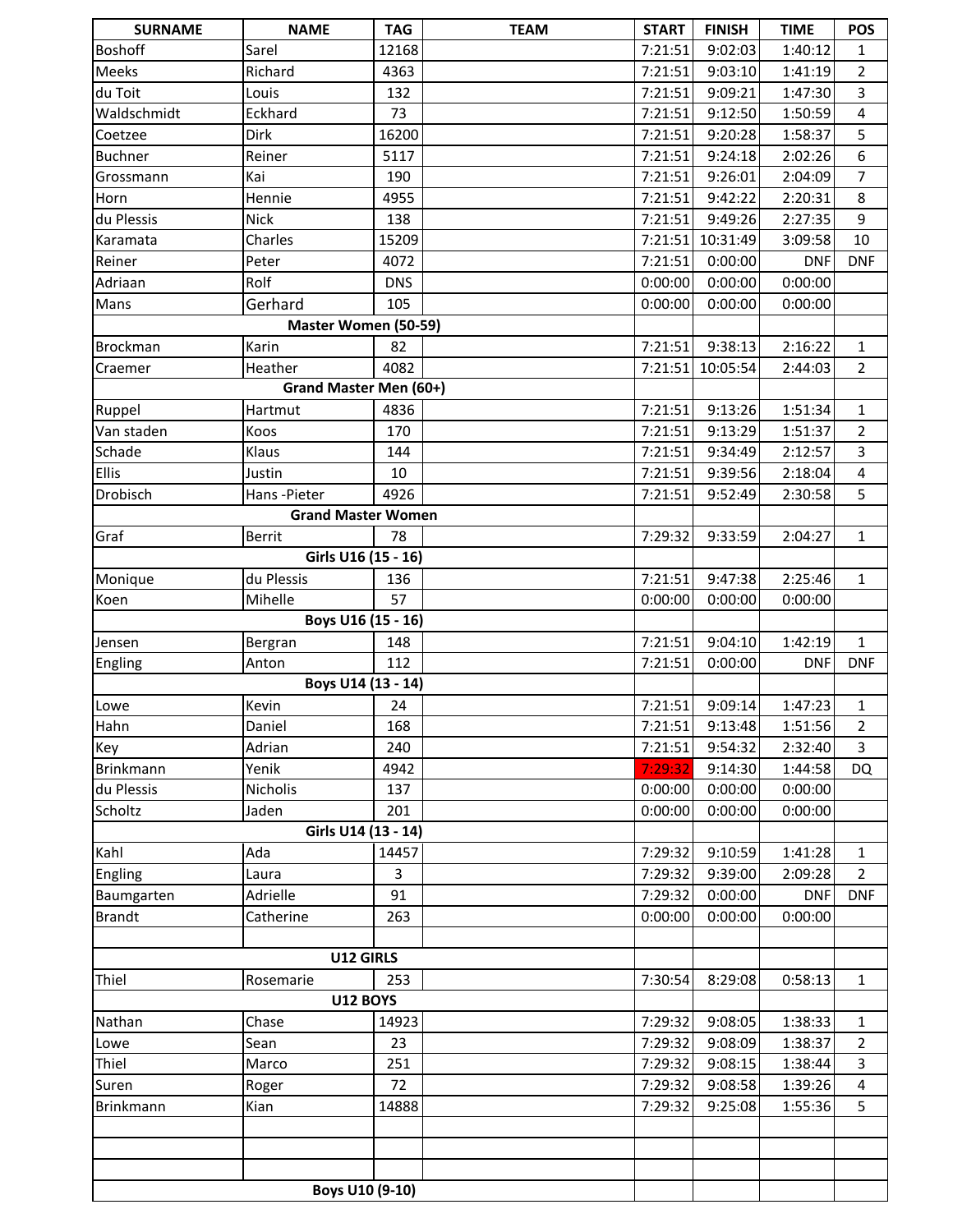| SURNAME | NAME | TAG | TEAM | START | FINISH | TIME | POS |
|---|---|---|---|---|---|---|---|
| Boshoff | Sarel | 12168 | | 7:21:51 | 9:02:03 | 1:40:12 | 1 |
| Meeks | Richard | 4363 | | 7:21:51 | 9:03:10 | 1:41:19 | 2 |
| du Toit | Louis | 132 | | 7:21:51 | 9:09:21 | 1:47:30 | 3 |
| Waldschmidt | Eckhard | 73 | | 7:21:51 | 9:12:50 | 1:50:59 | 4 |
| Coetzee | Dirk | 16200 | | 7:21:51 | 9:20:28 | 1:58:37 | 5 |
| Buchner | Reiner | 5117 | | 7:21:51 | 9:24:18 | 2:02:26 | 6 |
| Grossmann | Kai | 190 | | 7:21:51 | 9:26:01 | 2:04:09 | 7 |
| Horn | Hennie | 4955 | | 7:21:51 | 9:42:22 | 2:20:31 | 8 |
| du Plessis | Nick | 138 | | 7:21:51 | 9:49:26 | 2:27:35 | 9 |
| Karamata | Charles | 15209 | | 7:21:51 | 10:31:49 | 3:09:58 | 10 |
| Reiner | Peter | 4072 | | 7:21:51 | 0:00:00 | DNF | DNF |
| Adriaan | Rolf | DNS | | 0:00:00 | 0:00:00 | 0:00:00 | |
| Mans | Gerhard | 105 | | 0:00:00 | 0:00:00 | 0:00:00 | |
| **Master Women (50-59)** | | | | | | | |
| Brockman | Karin | 82 | | 7:21:51 | 9:38:13 | 2:16:22 | 1 |
| Craemer | Heather | 4082 | | 7:21:51 | 10:05:54 | 2:44:03 | 2 |
| **Grand Master Men (60+)** | | | | | | | |
| Ruppel | Hartmut | 4836 | | 7:21:51 | 9:13:26 | 1:51:34 | 1 |
| Van staden | Koos | 170 | | 7:21:51 | 9:13:29 | 1:51:37 | 2 |
| Schade | Klaus | 144 | | 7:21:51 | 9:34:49 | 2:12:57 | 3 |
| Ellis | Justin | 10 | | 7:21:51 | 9:39:56 | 2:18:04 | 4 |
| Drobisch | Hans -Pieter | 4926 | | 7:21:51 | 9:52:49 | 2:30:58 | 5 |
| **Grand Master Women** | | | | | | | |
| Graf | Berrit | 78 | | 7:29:32 | 9:33:59 | 2:04:27 | 1 |
| **Girls U16 (15 - 16)** | | | | | | | |
| Monique | du Plessis | 136 | | 7:21:51 | 9:47:38 | 2:25:46 | 1 |
| Koen | Mihelle | 57 | | 0:00:00 | 0:00:00 | 0:00:00 | |
| **Boys U16 (15 - 16)** | | | | | | | |
| Jensen | Bergran | 148 | | 7:21:51 | 9:04:10 | 1:42:19 | 1 |
| Engling | Anton | 112 | | 7:21:51 | 0:00:00 | DNF | DNF |
| **Boys U14 (13 - 14)** | | | | | | | |
| Lowe | Kevin | 24 | | 7:21:51 | 9:09:14 | 1:47:23 | 1 |
| Hahn | Daniel | 168 | | 7:21:51 | 9:13:48 | 1:51:56 | 2 |
| Key | Adrian | 240 | | 7:21:51 | 9:54:32 | 2:32:40 | 3 |
| Brinkmann | Yenik | 4942 | | 7:29:32 | 9:14:30 | 1:44:58 | DQ |
| du Plessis | Nicholis | 137 | | 0:00:00 | 0:00:00 | 0:00:00 | |
| Scholtz | Jaden | 201 | | 0:00:00 | 0:00:00 | 0:00:00 | |
| **Girls U14 (13 - 14)** | | | | | | | |
| Kahl | Ada | 14457 | | 7:29:32 | 9:10:59 | 1:41:28 | 1 |
| Engling | Laura | 3 | | 7:29:32 | 9:39:00 | 2:09:28 | 2 |
| Baumgarten | Adrielle | 91 | | 7:29:32 | 0:00:00 | DNF | DNF |
| Brandt | Catherine | 263 | | 0:00:00 | 0:00:00 | 0:00:00 | |
| | | | | | | | |
| **U12 GIRLS** | | | | | | | |
| Thiel | Rosemarie | 253 | | 7:30:54 | 8:29:08 | 0:58:13 | 1 |
| **U12 BOYS** | | | | | | | |
| Nathan | Chase | 14923 | | 7:29:32 | 9:08:05 | 1:38:33 | 1 |
| Lowe | Sean | 23 | | 7:29:32 | 9:08:09 | 1:38:37 | 2 |
| Thiel | Marco | 251 | | 7:29:32 | 9:08:15 | 1:38:44 | 3 |
| Suren | Roger | 72 | | 7:29:32 | 9:08:58 | 1:39:26 | 4 |
| Brinkmann | Kian | 14888 | | 7:29:32 | 9:25:08 | 1:55:36 | 5 |
| | | | | | | | |
| | | | | | | | |
| | | | | | | | |
| **Boys U10 (9-10)** | | | | | | | |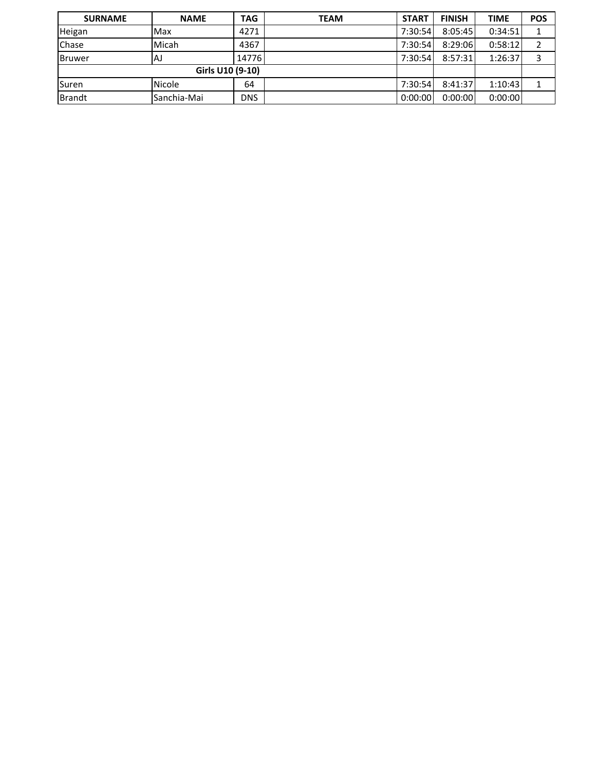| SURNAME | NAME | TAG | TEAM | START | FINISH | TIME | POS |
|---|---|---|---|---|---|---|---|
| Heigan | Max | 4271 | | 7:30:54 | 8:05:45 | 0:34:51 | 1 |
| Chase | Micah | 4367 | | 7:30:54 | 8:29:06 | 0:58:12 | 2 |
| Bruwer | AJ | 14776 | | 7:30:54 | 8:57:31 | 1:26:37 | 3 |
| **Girls U10 (9-10)** | | | | | | | |
| Suren | Nicole | 64 | | 7:30:54 | 8:41:37 | 1:10:43 | 1 |
| Brandt | Sanchia-Mai | DNS | | 0:00:00 | 0:00:00 | 0:00:00 | |